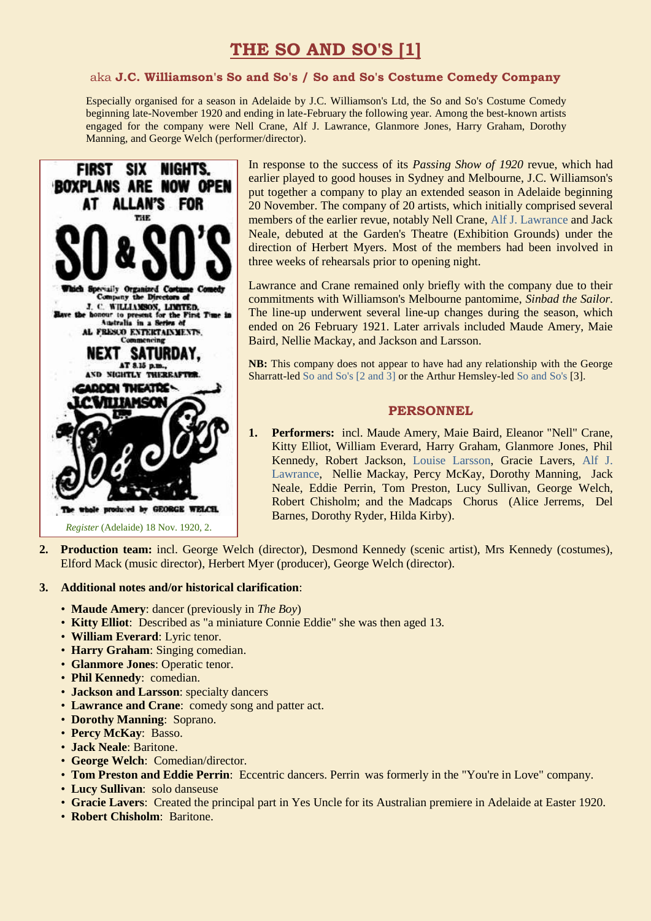# THE SO AND SO'S [1]

aka **J.C. Williamson's So and So's / So and So's Costume Comedy Company**

Especially organised for a season in Adelaide by J.C. Williamson's Ltd, the So and So's Costume Comedy beginning late-November 1920 and ending in late-February the following year. Among the best-known artists engaged for the company were Nell Crane, Alf J. Lawrance, Glanmore Jones, Harry Graham, Dorothy Manning, and George Welch (performer/director).

FIRST SIX NIGHTS. BOXPLANS ARE NOW OPEN AT ALLAN'S FOR THE SO & SO'S Which Specially Organized Costume Comedy Company the Directors of J. C. WILLIAMSON, LIMITED, Have the honour to present for the First Time in Australia in a Series of AL FRESCO ENTERTAINMENTS. Commencing NEXT SATURDAY, AT 8.15 p.m., AND NIGHTLY THEREAFTER. GARDEN THEATRE J.C.WILLIAMSON LTD. So & So's The whole produced by GEORGE WELCH.

*Register* (Adelaide) 18 Nov. 1920, 2.

In response to the success of its *Passing Show of 1920* revue, which had earlier played to good houses in Sydney and Melbourne, J.C. Williamson's put together a company to play an extended season in Adelaide beginning 20 November. The company of 20 artists, which initially comprised several members of the earlier revue, notably Nell Crane, Alf J. Lawrance and Jack Neale, debuted at the Garden's Theatre (Exhibition Grounds) under the direction of Herbert Myers. Most of the members had been involved in three weeks of rehearsals prior to opening night.

Lawrance and Crane remained only briefly with the company due to their commitments with Williamson's Melbourne pantomime, *Sinbad the Sailor*. The line-up underwent several line-up changes during the season, which ended on 26 February 1921. Later arrivals included Maude Amery, Maie Baird, Nellie Mackay, and Jackson and Larsson.

**NB:** This company does not appear to have had any relationship with the George Sharratt-led So and So's [2 and 3] or the Arthur Hemsley-led So and So's [3].

## PERSONNEL

1. **Performers:** incl. Maude Amery, Maie Baird, Eleanor "Nell" Crane, Kitty Elliot, William Everard, Harry Graham, Glanmore Jones, Phil Kennedy, Robert Jackson, Louise Larsson, Gracie Lavers, Alf J. Lawrance, Nellie Mackay, Percy McKay, Dorothy Manning, Jack Neale, Eddie Perrin, Tom Preston, Lucy Sullivan, George Welch, Robert Chisholm; and the Madcaps Chorus (Alice Jerrems, Del Barnes, Dorothy Ryder, Hilda Kirby).

2. **Production team:** incl. George Welch (director), Desmond Kennedy (scenic artist), Mrs Kennedy (costumes), Elford Mack (music director), Herbert Myer (producer), George Welch (director).

3. **Additional notes and/or historical clarification**:

- **Maude Amery**: dancer (previously in *The Boy*)
- **Kitty Elliot**: Described as "a miniature Connie Eddie" she was then aged 13.
- **William Everard**: Lyric tenor.
- **Harry Graham**: Singing comedian.
- **Glanmore Jones**: Operatic tenor.
- **Phil Kennedy**: comedian.
- **Jackson and Larsson**: specialty dancers
- **Lawrance and Crane**: comedy song and patter act.
- **Dorothy Manning**: Soprano.
- **Percy McKay**: Basso.
- **Jack Neale**: Baritone.
- **George Welch**: Comedian/director.
- **Tom Preston and Eddie Perrin**: Eccentric dancers. Perrin was formerly in the "You're in Love" company.
- **Lucy Sullivan**: solo danseuse
- **Gracie Lavers**: Created the principal part in Yes Uncle for its Australian premiere in Adelaide at Easter 1920.
- **Robert Chisholm**: Baritone.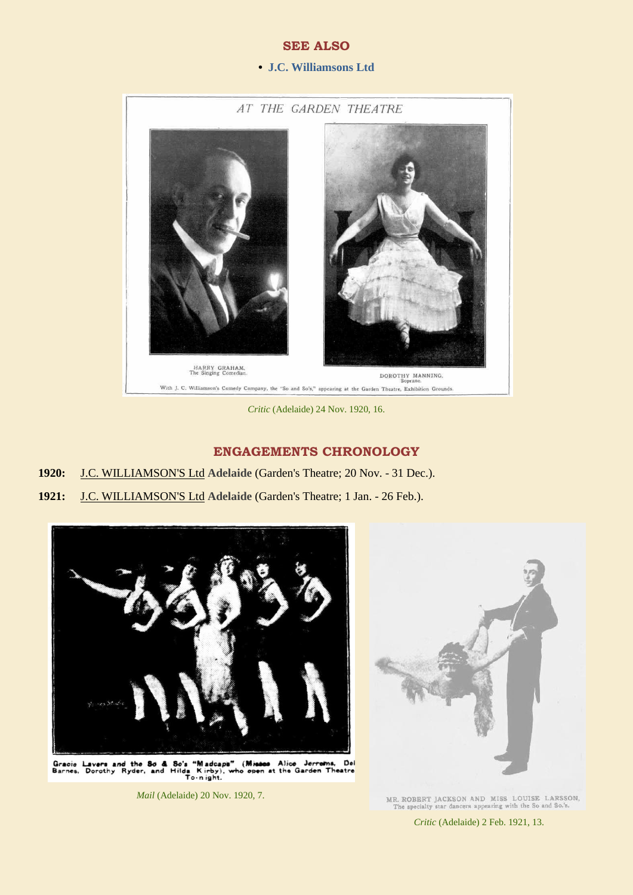## SEE ALSO

- **J.C. Williamsons Ltd**

*Critic* (Adelaide) 24 Nov. 1920, 16.

## ENGAGEMENTS CHRONOLOGY

**1920:** J.C. WILLIAMSON'S Ltd **Adelaide** (Garden's Theatre; 20 Nov. - 31 Dec.).

**1921:** J.C. WILLIAMSON'S Ltd **Adelaide** (Garden's Theatre; 1 Jan. - 26 Feb.).

*Mail* (Adelaide) 20 Nov. 1920, 7.

*Critic* (Adelaide) 2 Feb. 1921, 13.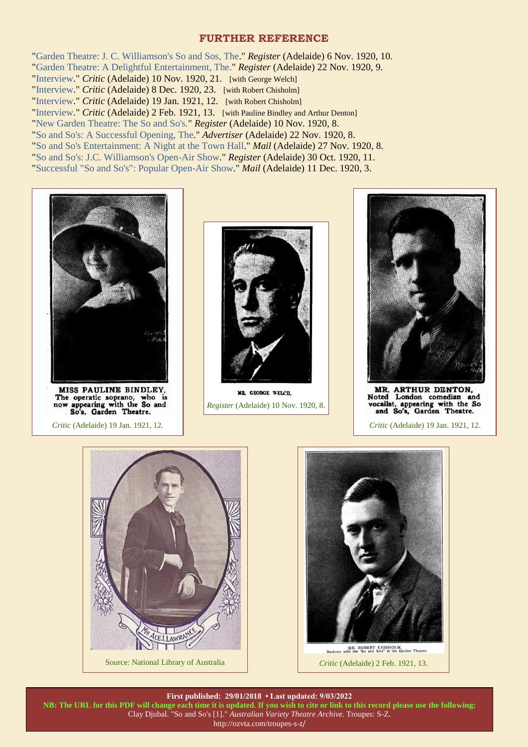## FURTHER REFERENCE

"Garden Theatre: J. C. Williamson's So and Sos, The." *Register* (Adelaide) 6 Nov. 1920, 10.
"Garden Theatre: A Delightful Entertainment, The." *Register* (Adelaide) 22 Nov. 1920, 9.
"Interview." *Critic* (Adelaide) 10 Nov. 1920, 21. [with George Welch]
"Interview." *Critic* (Adelaide) 8 Dec. 1920, 23. [with Robert Chisholm]
"Interview." *Critic* (Adelaide) 19 Jan. 1921, 12. [with Robert Chisholm]
"Interview." *Critic* (Adelaide) 2 Feb. 1921, 13. [with Pauline Bindley and Arthur Denton]
"New Garden Theatre: The So and So's." *Register* (Adelaide) 10 Nov. 1920, 8.
"So and So's: A Successful Opening, The." *Advertiser* (Adelaide) 22 Nov. 1920, 8.
"So and So's Entertainment: A Night at the Town Hall." *Mail* (Adelaide) 27 Nov. 1920, 8.
"So and So's: J.C. Williamson's Open-Air Show." *Register* (Adelaide) 30 Oct. 1920, 11.
"Successful "So and So's": Popular Open-Air Show." *Mail* (Adelaide) 11 Dec. 1920, 3.

MISS PAULINE BINDLEY, The operatic soprano, who is now appearing with the So and So's, Garden Theatre.

*Critic* (Adelaide) 19 Jan. 1921, 12.

MR. GEORGE WELCH.

*Register* (Adelaide) 10 Nov. 1920, 8.

MR. ARTHUR DENTON, Noted London comedian and vocalist, appearing with the So and So's, Garden Theatre.

*Critic* (Adelaide) 19 Jan. 1921, 12.

MR ALE.J. LAWRANCE

Source: National Library of Australia

MR. ROBERT CHISHOLM, Baritone with the "So and So's" at the Garden Theatre.

*Critic* (Adelaide) 2 Feb. 1921, 13.

**First published: 29/01/2018 • Last updated: 9/03/2022**
**NB: The URL for this PDF will change each time it is updated. If you wish to cite or link to this record please use the following:**
Clay Djubal. "So and So's [1]." *Australian Variety Theatre Archive.* Troupes: S-Z.
http://ozvta.com/troupes-s-z/